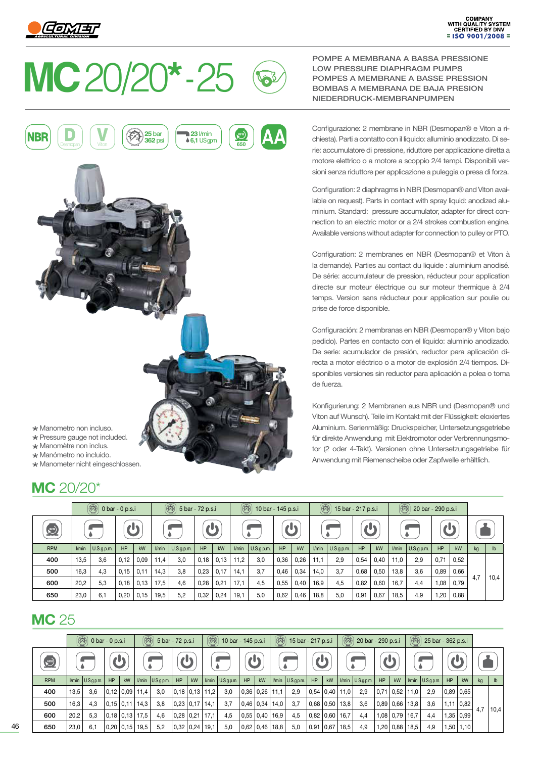COMPANY WITH QUALITY SYSTEM CERTIFIED BY DNV = ISO 9001/2008 =

# MC 20/20*-25

POMPE A MEMBRANA A BASSA PRESSIONE
LOW PRESSURE DIAPHRAGM PUMPS
POMPES A MEMBRANE A BASSE PRESSION
BOMBAS A MEMBRANA DE BAJA PRESION
NIEDERDRUCK-MEMBRANPUMPEN

NBR | D Desmopan | V Viton | 25 bar 362 psi | 23 l/min 6,1 US gpm | RPM 650 | AA

Configurazione: 2 membrane in NBR (Desmopan® e Viton a richiesta). Parti a contatto con il liquido: alluminio anodizzato. Di serie: accumulatore di pressione, riduttore per applicazione diretta a motore elettrico o a motore a scoppio 2/4 tempi. Disponibili versioni senza riduttore per applicazione a puleggia o presa di forza.

Configuration: 2 diaphragms in NBR (Desmopan® and Viton available on request). Parts in contact with spray liquid: anodized aluminium. Standard: pressure accumulator, adapter for direct connection to an electric motor or a 2/4 strokes combustion engine. Available versions without adapter for connection to pulley or PTO.

Configuration: 2 membranes en NBR (Desmopan® et Viton à la demande). Parties au contact du liquide : aluminium anodisé. De série: accumulateur de pression, réducteur pour application directe sur moteur électrique ou sur moteur thermique à 2/4 temps. Version sans réducteur pour application sur poulie ou prise de force disponible.

Configuración: 2 membranas en NBR (Desmopan® y Viton bajo pedido). Partes en contacto con el líquido: aluminio anodizado. De serie: acumulador de presión, reductor para aplicación directa a motor eléctrico o a motor de explosión 2/4 tiempos. Disponibles versiones sin reductor para aplicación a polea o toma de fuerza.

Konfigurierung: 2 Membranen aus NBR und (Desmopan® und Viton auf Wunsch). Teile im Kontakt mit der Flüssigkeit: eloxiertes Aluminium. Serienmäßig: Druckspeicher, Untersetzungsgetriebe für direkte Anwendung mit Elektromotor oder Verbrennungsmotor (2 oder 4-Takt). Versionen ohne Untersetzungsgetriebe für Anwendung mit Riemenscheibe oder Zapfwelle erhältlich.

* Manometro non incluso.
* Pressure gauge not included.
* Manomètre non inclus.
* Manómetro no incluido.
* Manometer nicht eingeschlossen.

## MC 20/20*

| | 0 bar - 0 p.s.i | | | | 5 bar - 72 p.s.i | | | | 10 bar - 145 p.s.i | | | | 15 bar - 217 p.s.i | | | | 20 bar - 290 p.s.i | | | | | |
|---|---|---|---|---|---|---|---|---|---|---|---|---|---|---|---|---|---|---|---|---|---|---|
| RPM | l/min | U.S.g.p.m. | HP | kW | l/min | U.S.g.p.m. | HP | kW | l/min | U.S.g.p.m. | HP | kW | l/min | U.S.g.p.m. | HP | kW | l/min | U.S.g.p.m. | HP | kW | kg | lb |
| 400 | 13,5 | 3,6 | 0,12 | 0,09 | 11,4 | 3,0 | 0,18 | 0,13 | 11,2 | 3,0 | 0,36 | 0,26 | 11,1 | 2,9 | 0,54 | 0,40 | 11,0 | 2,9 | 0,71 | 0,52 | 4,7 | 10,4 |
| 500 | 16,3 | 4,3 | 0,15 | 0,11 | 14,3 | 3,8 | 0,23 | 0,17 | 14,1 | 3,7 | 0,46 | 0,34 | 14,0 | 3,7 | 0,68 | 0,50 | 13,8 | 3,6 | 0,89 | 0,66 | | |
| 600 | 20,2 | 5,3 | 0,18 | 0,13 | 17,5 | 4,6 | 0,28 | 0,21 | 17,1 | 4,5 | 0,55 | 0,40 | 16,9 | 4,5 | 0,82 | 0,60 | 16,7 | 4,4 | 1,08 | 0,79 | | |
| 650 | 23,0 | 6,1 | 0,20 | 0,15 | 19,5 | 5,2 | 0,32 | 0,24 | 19,1 | 5,0 | 0,62 | 0,46 | 18,8 | 5,0 | 0,91 | 0,67 | 18,5 | 4,9 | 1,20 | 0,88 | | |

## MC 25

| | 0 bar - 0 p.s.i | | | | 5 bar - 72 p.s.i | | | | 10 bar - 145 p.s.i | | | | 15 bar - 217 p.s.i | | | | 20 bar - 290 p.s.i | | | | 25 bar - 362 p.s.i | | | | | |
|---|---|---|---|---|---|---|---|---|---|---|---|---|---|---|---|---|---|---|---|---|---|---|---|---|---|---|
| RPM | l/min | U.S.g.p.m. | HP | kW | l/min | U.S.g.p.m. | HP | kW | l/min | U.S.g.p.m. | HP | kW | l/min | U.S.g.p.m. | HP | kW | l/min | U.S.g.p.m. | HP | kW | l/min | U.S.g.p.m. | HP | kW | kg | lb |
| 400 | 13,5 | 3,6 | 0,12 | 0,09 | 11,4 | 3,0 | 0,18 | 0,13 | 11,2 | 3,0 | 0,36 | 0,26 | 11,1 | 2,9 | 0,54 | 0,40 | 11,0 | 2,9 | 0,71 | 0,52 | 11,0 | 2,9 | 0,89 | 0,65 | 4,7 | 10,4 |
| 500 | 16,3 | 4,3 | 0,15 | 0,11 | 14,3 | 3,8 | 0,23 | 0,17 | 14,1 | 3,7 | 0,46 | 0,34 | 14,0 | 3,7 | 0,68 | 0,50 | 13,8 | 3,6 | 0,89 | 0,66 | 13,8 | 3,6 | 1,11 | 0,82 | | |
| 600 | 20,2 | 5,3 | 0,18 | 0,13 | 17,5 | 4,6 | 0,28 | 0,21 | 17,1 | 4,5 | 0,55 | 0,40 | 16,9 | 4,5 | 0,82 | 0,60 | 16,7 | 4,4 | 1,08 | 0,79 | 16,7 | 4,4 | 1,35 | 0,99 | | |
| 650 | 23,0 | 6,1 | 0,20 | 0,15 | 19,5 | 5,2 | 0,32 | 0,24 | 19,1 | 5,0 | 0,62 | 0,46 | 18,8 | 5,0 | 0,91 | 0,67 | 18,5 | 4,9 | 1,20 | 0,88 | 18,5 | 4,9 | 1,50 | 1,10 | | |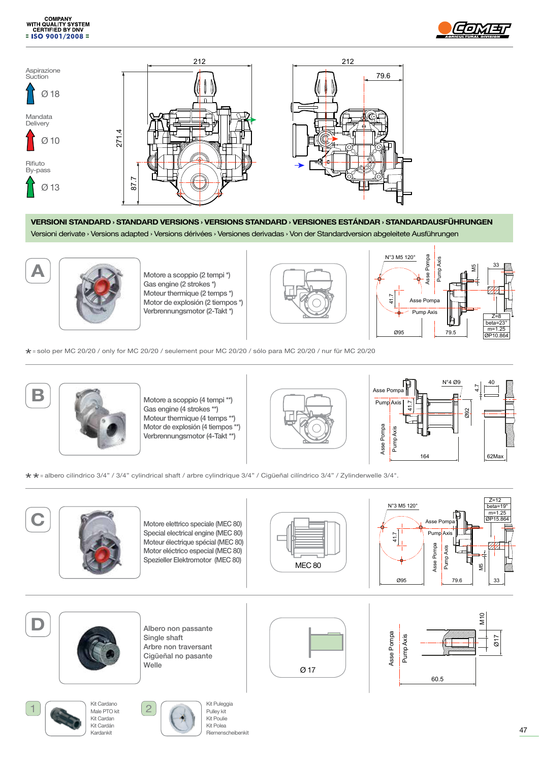COMPANY WITH QUALITY SYSTEM CERTIFIED BY DNV = ISO 9001/2008 =

Aspirazione
Suction
Ø 18

Mandata
Delivery
Ø 10

Rifiuto
By-pass
Ø 13

212

271.4

87.7

212

79.6

## VERSIONI STANDARD › STANDARD VERSIONS › VERSIONS STANDARD › VERSIONES ESTÁNDAR › STANDARDAUSFÜHRUNGEN

Versioni derivate › Versions adapted › Versions dérivées › Versiones derivadas › Von der Standardversion abgeleitete Ausführungen

### A

Motore a scoppio (2 tempi *)
Gas engine (2 strokes *)
Moteur thermique (2 temps *)
Motor de explosión (2 tiempos *)
Verbrennungsmotor (2-Takt *)

N°3 M5 120° · Asse Pompa · Pump Axis · M5 · 33 · 41.7 · Z=8 · beta=23° · m=1.25 · ØP10.864 · Ø95 · 79.5

* = solo per MC 20/20 / only for MC 20/20 / seulement pour MC 20/20 / sólo para MC 20/20 / nur für MC 20/20

### B

Motore a scoppio (4 tempi **)
Gas engine (4 strokes **)
Moteur thermique (4 temps **)
Motor de explosión (4 tiempos **)
Verbrennungsmotor (4-Takt **)

Asse Pompa · Pump Axis · N°4 Ø9 · 4.7 · 40 · 41.7 · Ø92 · 164 · 62Max

** = albero cilindrico 3/4" / 3/4" cylindrical shaft / arbre cylindrique 3/4" / Cigüeñal cilíndrico 3/4" / Zylinderwelle 3/4".

### C

Motore elettrico speciale (MEC 80)
Special electrical engine (MEC 80)
Moteur électrique spécial (MEC 80)
Motor eléctrico especial (MEC 80)
Spezieller Elektromotor (MEC 80)

MEC 80

N°3 M5 120° · Z=12 · beta=19° · m=1.25 · ØP15.864 · Asse Pompa · Pump Axis · 41.7 · M5 · Ø95 · 79.6 · 33

### D

Albero non passante
Single shaft
Arbre non traversant
Cigüeñal no pasante
Welle

Ø 17

Asse Pompa · Pump Axis · M10 · Ø17 · 60.5

**1** Kit Cardano / Male PTO kit / Kit Cardan / Kit Cardán / Kardankit

**2** Kit Puleggia / Pulley kit / Kit Poulie / Kit Polea / Riemenscheibenkit